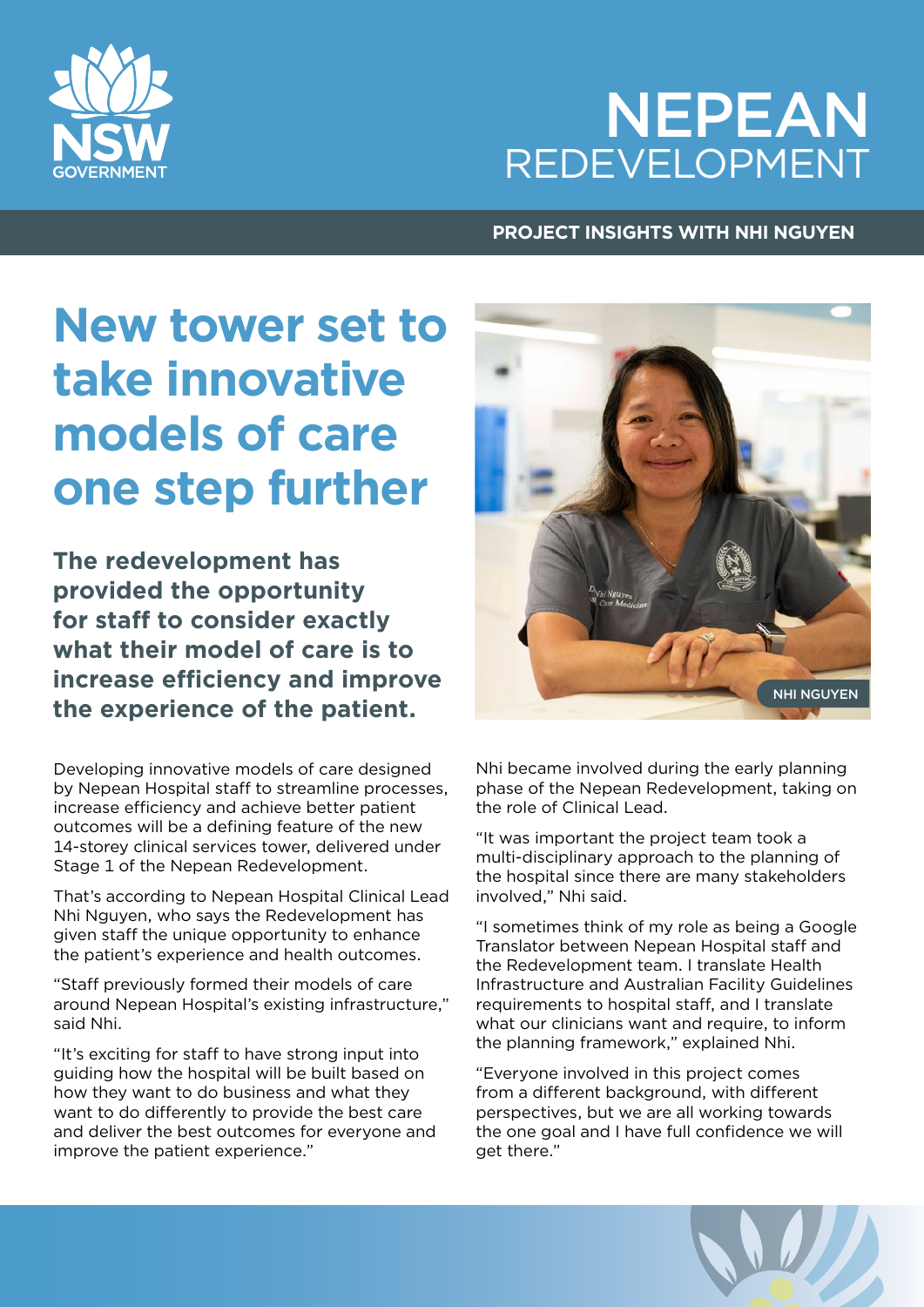# NEPEAN REDEVELOPMENT

**PROJECT INSIGHTS WITH NHI NGUYEN**

## New tower set to take innovative models of care one step further

**The redevelopment has provided the opportunity for staff to consider exactly what their model of care is to increase efficiency and improve the experience of the patient.**

NHI NGUYEN

Developing innovative models of care designed by Nepean Hospital staff to streamline processes, increase efficiency and achieve better patient outcomes will be a defining feature of the new 14-storey clinical services tower, delivered under Stage 1 of the Nepean Redevelopment.

That's according to Nepean Hospital Clinical Lead Nhi Nguyen, who says the Redevelopment has given staff the unique opportunity to enhance the patient's experience and health outcomes.

"Staff previously formed their models of care around Nepean Hospital's existing infrastructure," said Nhi.

"It's exciting for staff to have strong input into guiding how the hospital will be built based on how they want to do business and what they want to do differently to provide the best care and deliver the best outcomes for everyone and improve the patient experience."

Nhi became involved during the early planning phase of the Nepean Redevelopment, taking on the role of Clinical Lead.

"It was important the project team took a multi-disciplinary approach to the planning of the hospital since there are many stakeholders involved," Nhi said.

"I sometimes think of my role as being a Google Translator between Nepean Hospital staff and the Redevelopment team. I translate Health Infrastructure and Australian Facility Guidelines requirements to hospital staff, and I translate what our clinicians want and require, to inform the planning framework," explained Nhi.

"Everyone involved in this project comes from a different background, with different perspectives, but we are all working towards the one goal and I have full confidence we will get there."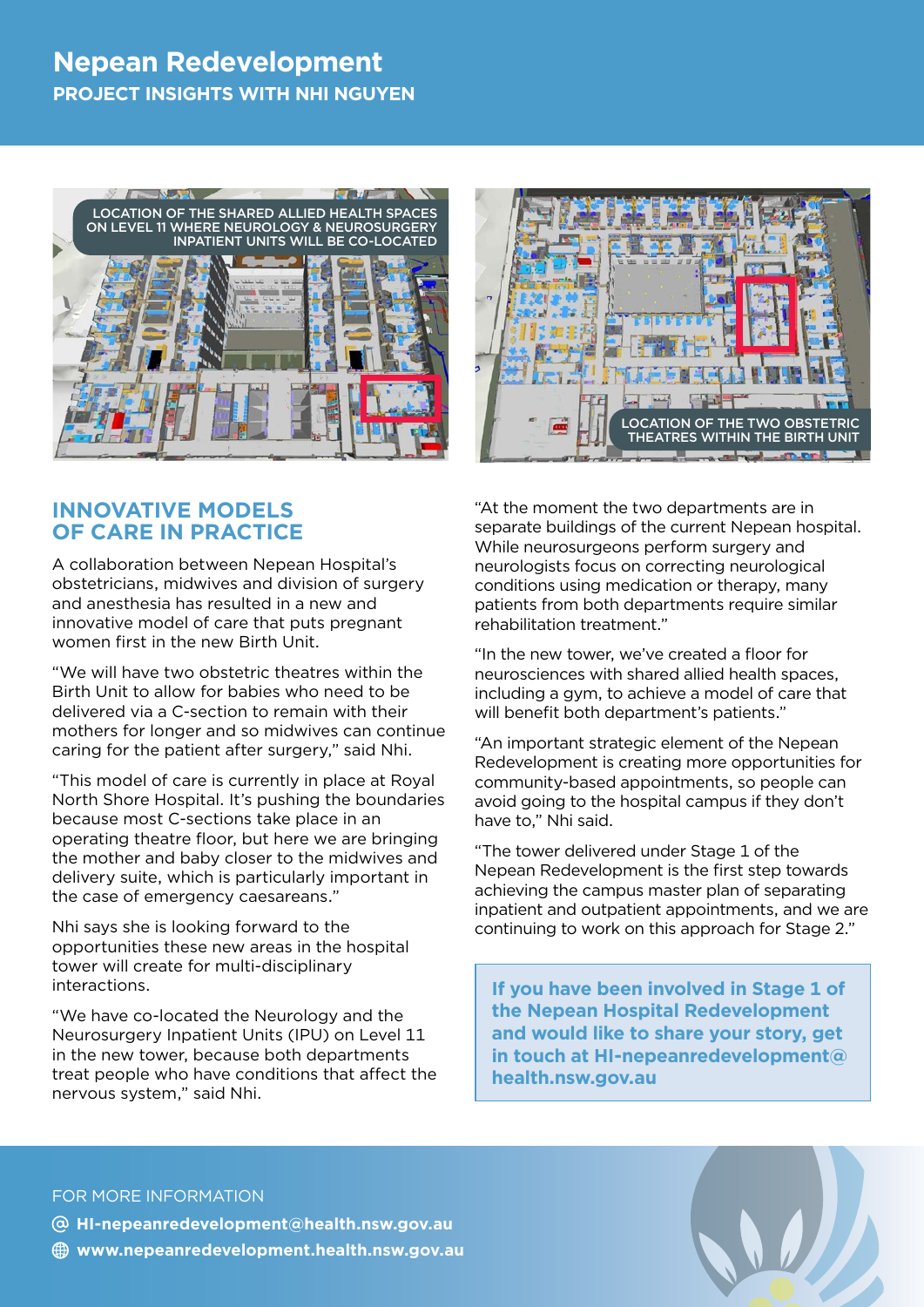# Nepean Redevelopment

**PROJECT INSIGHTS WITH NHI NGUYEN**

LOCATION OF THE SHARED ALLIED HEALTH SPACES ON LEVEL 11 WHERE NEUROLOGY & NEUROSURGERY INPATIENT UNITS WILL BE CO-LOCATED

LOCATION OF THE TWO OBSTETRIC THEATRES WITHIN THE BIRTH UNIT

## INNOVATIVE MODELS OF CARE IN PRACTICE

A collaboration between Nepean Hospital's obstetricians, midwives and division of surgery and anesthesia has resulted in a new and innovative model of care that puts pregnant women first in the new Birth Unit.

"We will have two obstetric theatres within the Birth Unit to allow for babies who need to be delivered via a C-section to remain with their mothers for longer and so midwives can continue caring for the patient after surgery," said Nhi.

"This model of care is currently in place at Royal North Shore Hospital. It's pushing the boundaries because most C-sections take place in an operating theatre floor, but here we are bringing the mother and baby closer to the midwives and delivery suite, which is particularly important in the case of emergency caesareans."

Nhi says she is looking forward to the opportunities these new areas in the hospital tower will create for multi-disciplinary interactions.

"We have co-located the Neurology and the Neurosurgery Inpatient Units (IPU) on Level 11 in the new tower, because both departments treat people who have conditions that affect the nervous system," said Nhi.

"At the moment the two departments are in separate buildings of the current Nepean hospital. While neurosurgeons perform surgery and neurologists focus on correcting neurological conditions using medication or therapy, many patients from both departments require similar rehabilitation treatment."

"In the new tower, we've created a floor for neurosciences with shared allied health spaces, including a gym, to achieve a model of care that will benefit both department's patients."

"An important strategic element of the Nepean Redevelopment is creating more opportunities for community-based appointments, so people can avoid going to the hospital campus if they don't have to," Nhi said.

"The tower delivered under Stage 1 of the Nepean Redevelopment is the first step towards achieving the campus master plan of separating inpatient and outpatient appointments, and we are continuing to work on this approach for Stage 2."

**If you have been involved in Stage 1 of the Nepean Hospital Redevelopment and would like to share your story, get in touch at HI-nepeanredevelopment@health.nsw.gov.au**

FOR MORE INFORMATION

**HI-nepeanredevelopment@health.nsw.gov.au**

**www.nepeanredevelopment.health.nsw.gov.au**